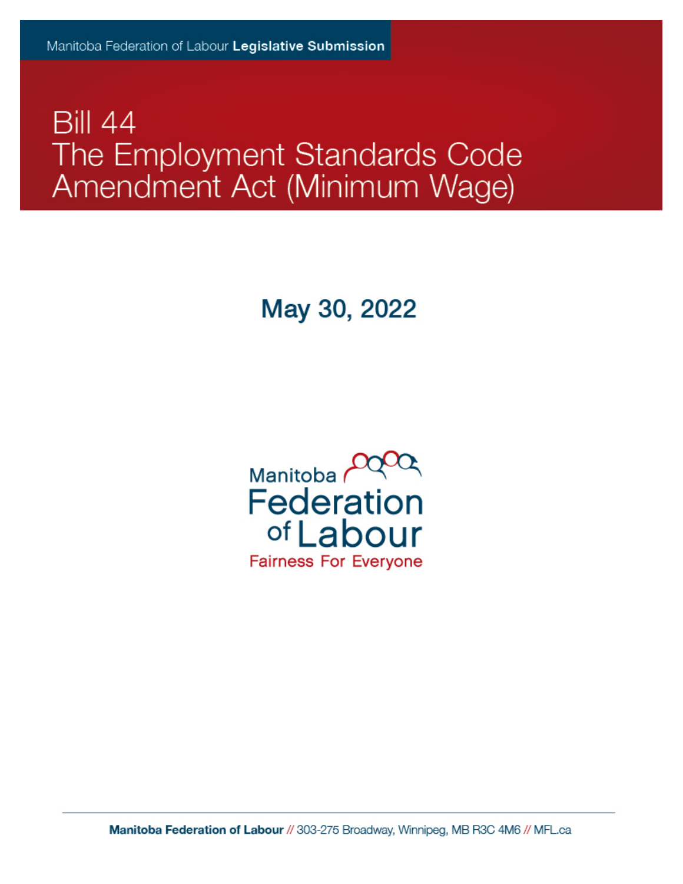Manitoba Federation of Labour **Legislative Submission**

# Bill 44
# The Employment Standards Code Amendment Act (Minimum Wage)

## May 30, 2022

Manitoba Federation of Labour

Fairness For Everyone

**Manitoba Federation of Labour** // 303-275 Broadway, Winnipeg, MB R3C 4M6 // MFL.ca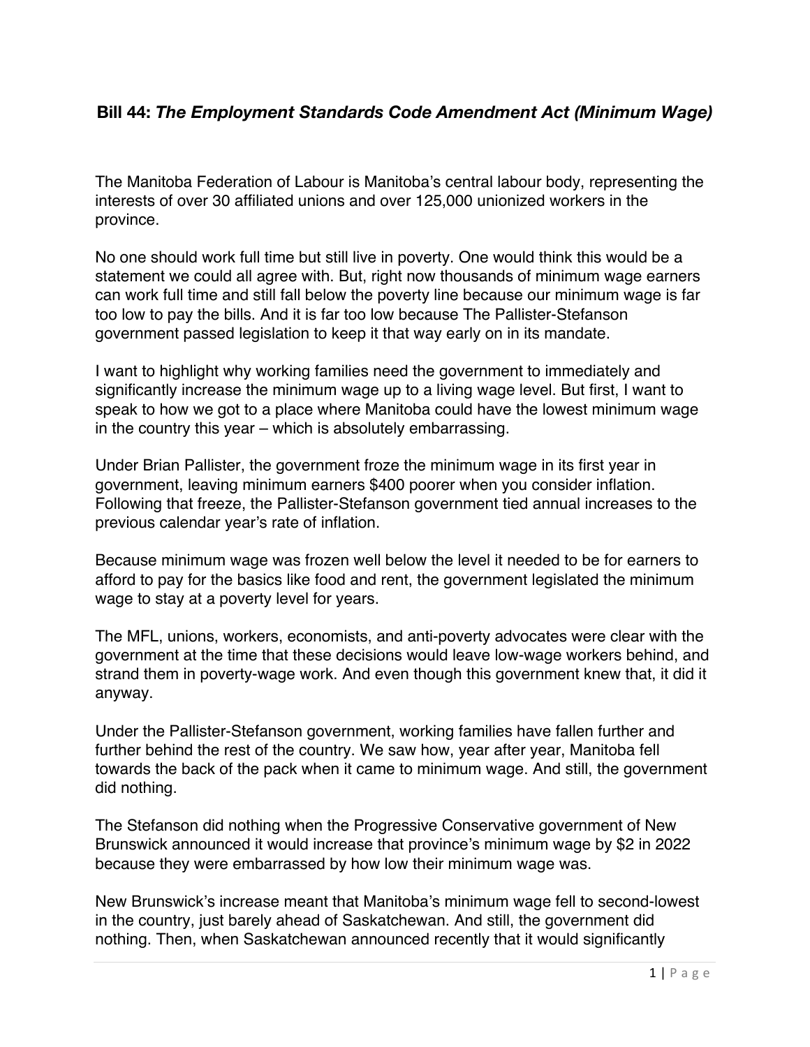**Bill 44: *The Employment Standards Code Amendment Act (Minimum Wage)***

The Manitoba Federation of Labour is Manitoba's central labour body, representing the interests of over 30 affiliated unions and over 125,000 unionized workers in the province.

No one should work full time but still live in poverty. One would think this would be a statement we could all agree with. But, right now thousands of minimum wage earners can work full time and still fall below the poverty line because our minimum wage is far too low to pay the bills. And it is far too low because The Pallister-Stefanson government passed legislation to keep it that way early on in its mandate.

I want to highlight why working families need the government to immediately and significantly increase the minimum wage up to a living wage level. But first, I want to speak to how we got to a place where Manitoba could have the lowest minimum wage in the country this year – which is absolutely embarrassing.

Under Brian Pallister, the government froze the minimum wage in its first year in government, leaving minimum earners $400 poorer when you consider inflation. Following that freeze, the Pallister-Stefanson government tied annual increases to the previous calendar year's rate of inflation.

Because minimum wage was frozen well below the level it needed to be for earners to afford to pay for the basics like food and rent, the government legislated the minimum wage to stay at a poverty level for years.

The MFL, unions, workers, economists, and anti-poverty advocates were clear with the government at the time that these decisions would leave low-wage workers behind, and strand them in poverty-wage work. And even though this government knew that, it did it anyway.

Under the Pallister-Stefanson government, working families have fallen further and further behind the rest of the country. We saw how, year after year, Manitoba fell towards the back of the pack when it came to minimum wage. And still, the government did nothing.

The Stefanson did nothing when the Progressive Conservative government of New Brunswick announced it would increase that province's minimum wage by $2 in 2022 because they were embarrassed by how low their minimum wage was.

New Brunswick's increase meant that Manitoba's minimum wage fell to second-lowest in the country, just barely ahead of Saskatchewan. And still, the government did nothing. Then, when Saskatchewan announced recently that it would significantly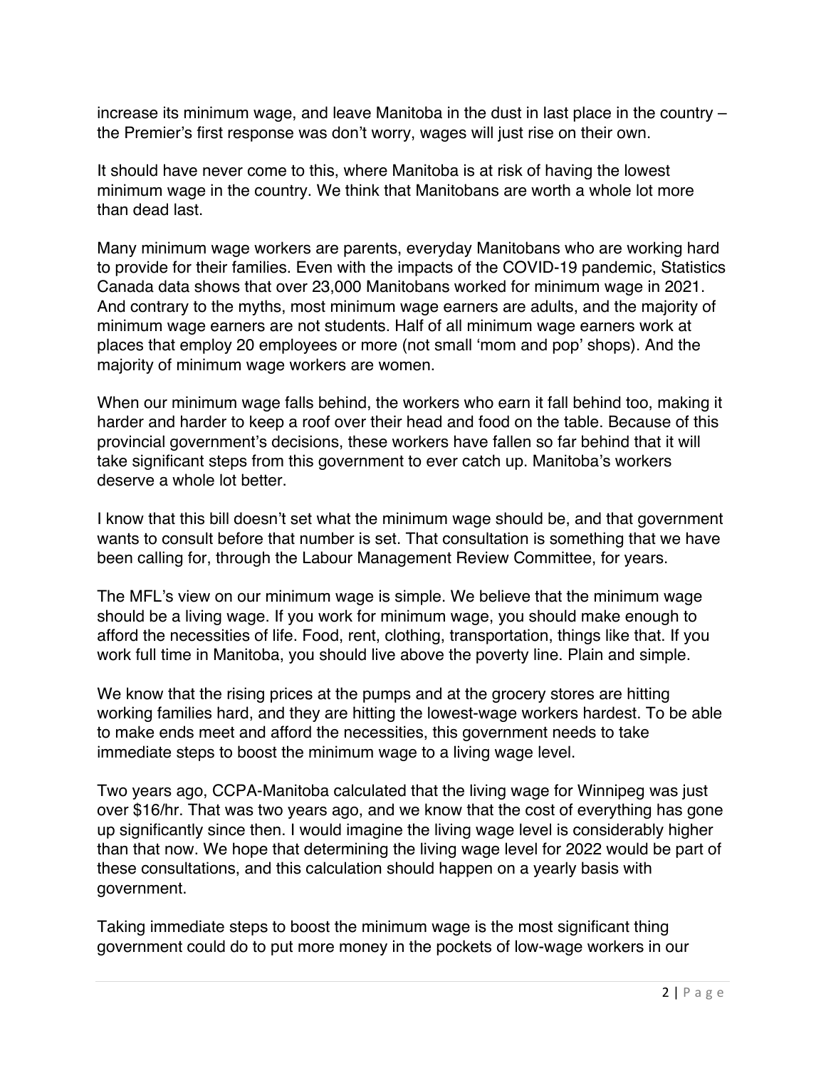increase its minimum wage, and leave Manitoba in the dust in last place in the country – the Premier's first response was don't worry, wages will just rise on their own.

It should have never come to this, where Manitoba is at risk of having the lowest minimum wage in the country. We think that Manitobans are worth a whole lot more than dead last.

Many minimum wage workers are parents, everyday Manitobans who are working hard to provide for their families. Even with the impacts of the COVID-19 pandemic, Statistics Canada data shows that over 23,000 Manitobans worked for minimum wage in 2021. And contrary to the myths, most minimum wage earners are adults, and the majority of minimum wage earners are not students. Half of all minimum wage earners work at places that employ 20 employees or more (not small 'mom and pop' shops). And the majority of minimum wage workers are women.

When our minimum wage falls behind, the workers who earn it fall behind too, making it harder and harder to keep a roof over their head and food on the table. Because of this provincial government's decisions, these workers have fallen so far behind that it will take significant steps from this government to ever catch up. Manitoba's workers deserve a whole lot better.

I know that this bill doesn't set what the minimum wage should be, and that government wants to consult before that number is set. That consultation is something that we have been calling for, through the Labour Management Review Committee, for years.

The MFL's view on our minimum wage is simple. We believe that the minimum wage should be a living wage. If you work for minimum wage, you should make enough to afford the necessities of life. Food, rent, clothing, transportation, things like that. If you work full time in Manitoba, you should live above the poverty line. Plain and simple.

We know that the rising prices at the pumps and at the grocery stores are hitting working families hard, and they are hitting the lowest-wage workers hardest. To be able to make ends meet and afford the necessities, this government needs to take immediate steps to boost the minimum wage to a living wage level.

Two years ago, CCPA-Manitoba calculated that the living wage for Winnipeg was just over $16/hr. That was two years ago, and we know that the cost of everything has gone up significantly since then. I would imagine the living wage level is considerably higher than that now. We hope that determining the living wage level for 2022 would be part of these consultations, and this calculation should happen on a yearly basis with government.

Taking immediate steps to boost the minimum wage is the most significant thing government could do to put more money in the pockets of low-wage workers in our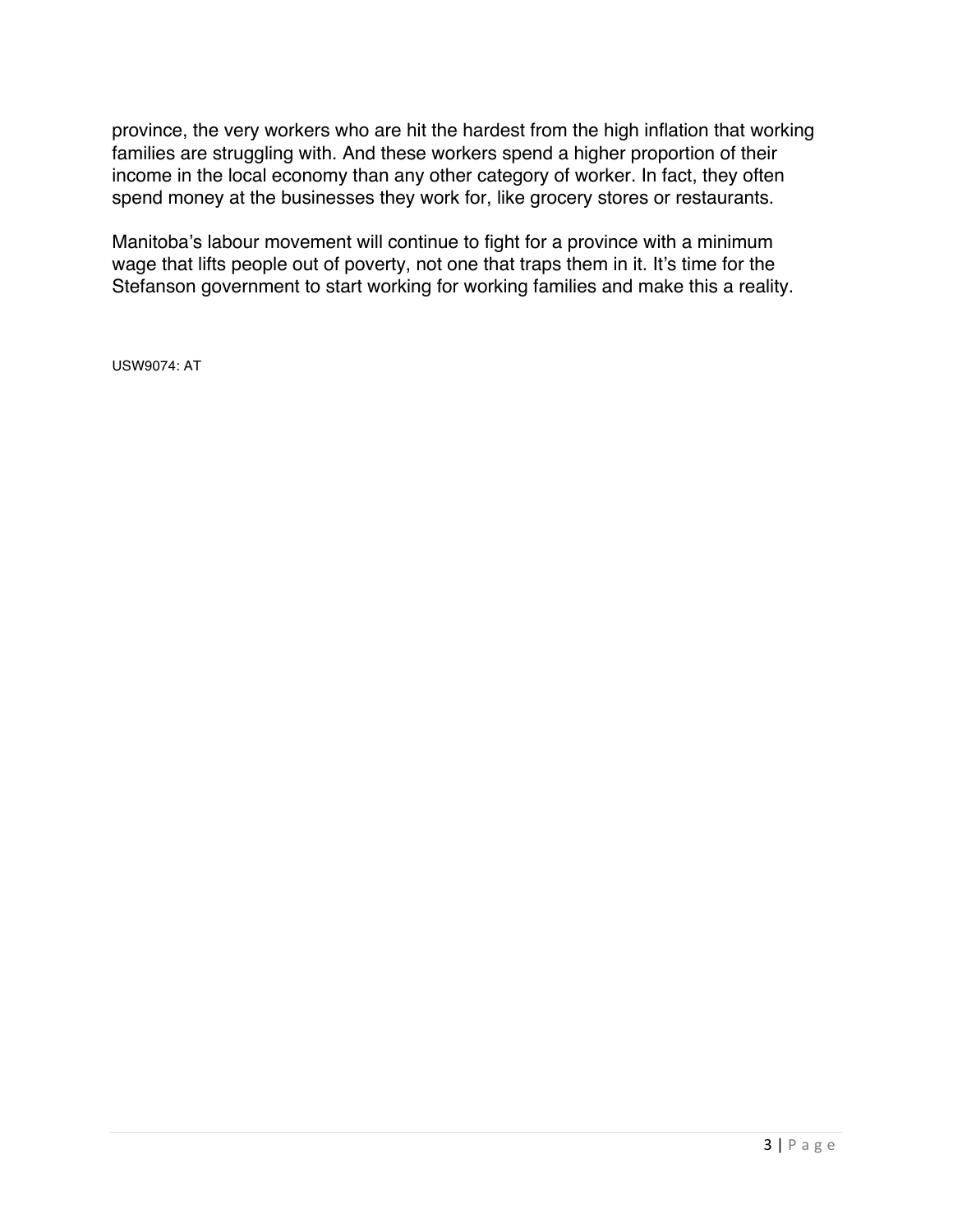province, the very workers who are hit the hardest from the high inflation that working families are struggling with. And these workers spend a higher proportion of their income in the local economy than any other category of worker. In fact, they often spend money at the businesses they work for, like grocery stores or restaurants.

Manitoba's labour movement will continue to fight for a province with a minimum wage that lifts people out of poverty, not one that traps them in it. It's time for the Stefanson government to start working for working families and make this a reality.

USW9074: AT